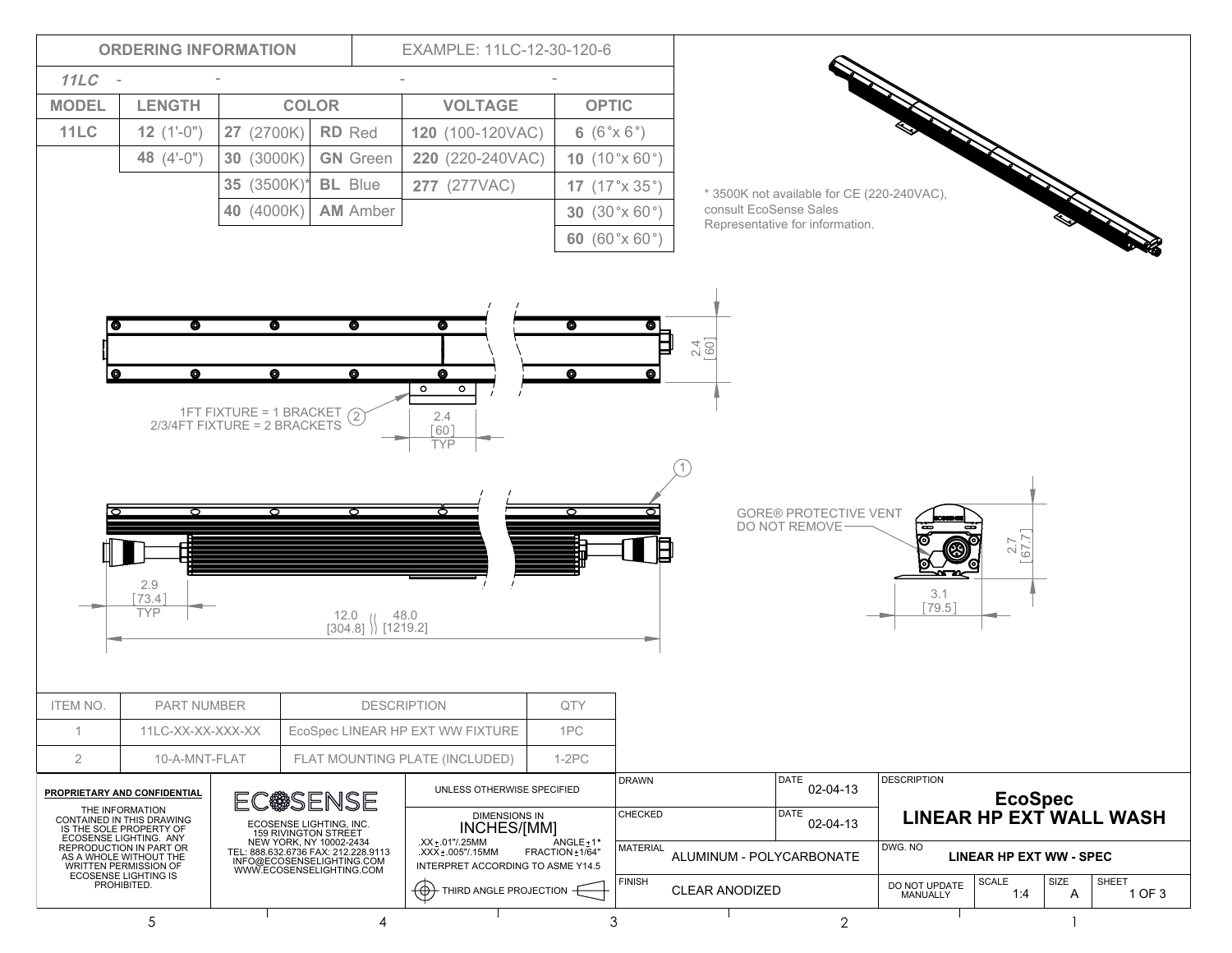## ORDERING INFORMATION

EXAMPLE: 11LC-12-30-120-6

*11LC* - - - -

| MODEL | LENGTH | COLOR | | VOLTAGE | OPTIC |
|---|---|---|---|---|---|
| 11LC | 12 (1'-0") | 27 (2700K) | RD Red | 120 (100-120VAC) | 6 (6°x 6°) |
| | 48 (4'-0") | 30 (3000K) | GN Green | 220 (220-240VAC) | 10 (10°x 60°) |
| | | 35 (3500K)* | BL Blue | 277 (277VAC) | 17 (17°x 35°) |
| | | 40 (4000K) | AM Amber | | 30 (30°x 60°) |
| | | | | | 60 (60°x 60°) |

* 3500K not available for CE (220-240VAC), consult EcoSense Sales Representative for information.

2.4 [60]

1FT FIXTURE = 1 BRACKET (2)
2/3/4FT FIXTURE = 2 BRACKETS

2.4 [60] TYP

(1)

2.9 [73.4] TYP

12.0 [304.8] 48.0 [1219.2]

GORE® PROTECTIVE VENT DO NOT REMOVE

2.7 [67.7]

3.1 [79.5]

| ITEM NO. | PART NUMBER | DESCRIPTION | QTY |
|---|---|---|---|
| 1 | 11LC-XX-XX-XXX-XX | EcoSpec LINEAR HP EXT WW FIXTURE | 1PC |
| 2 | 10-A-MNT-FLAT | FLAT MOUNTING PLATE (INCLUDED) | 1-2PC |

**PROPRIETARY AND CONFIDENTIAL**

THE INFORMATION CONTAINED IN THIS DRAWING IS THE SOLE PROPERTY OF ECOSENSE LIGHTING. ANY REPRODUCTION IN PART OR AS A WHOLE WITHOUT THE WRITTEN PERMISSION OF ECOSENSE LIGHTING IS PROHIBITED.

ECOSENSE

ECOSENSE LIGHTING, INC.
159 RIVINGTON STREET
NEW YORK, NY 10002-2434
TEL: 888.632.6736 FAX: 212.228.9113
INFO@ECOSENSELIGHTING.COM
WWW.ECOSENSELIGHTING.COM

UNLESS OTHERWISE SPECIFIED

DIMENSIONS IN INCHES/[MM]

.XX ±.01"/.25MM ANGLE ±1°
.XXX ±.005"/.15MM FRACTION ±1/64"

INTERPRET ACCORDING TO ASME Y14.5

THIRD ANGLE PROJECTION

| DRAWN | DATE 02-04-13 |
|---|---|
| CHECKED | DATE 02-04-13 |
| MATERIAL | ALUMINUM - POLYCARBONATE |
| FINISH | CLEAR ANODIZED |

DESCRIPTION: **EcoSpec LINEAR HP EXT WALL WASH**

DWG. NO: **LINEAR HP EXT WW - SPEC**

| DO NOT UPDATE MANUALLY | SCALE 1:4 | SIZE A | SHEET 1 OF 3 |
|---|---|---|---|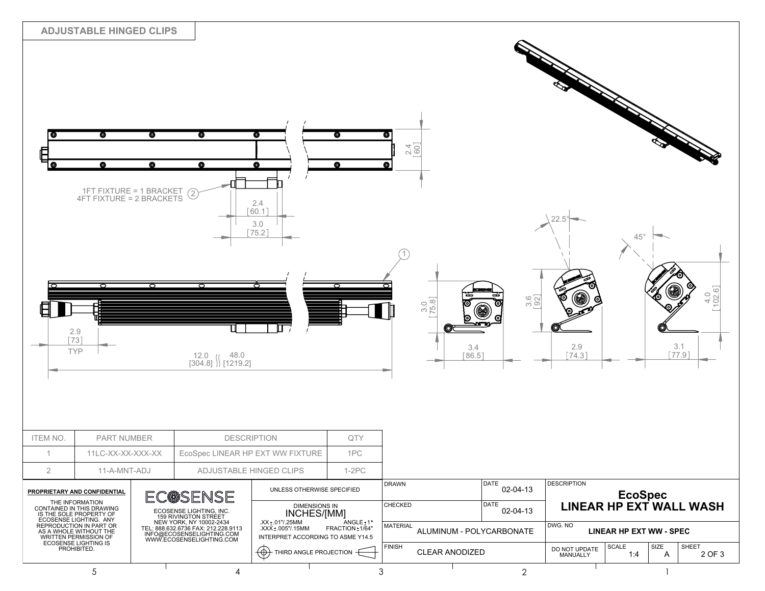## ADJUSTABLE HINGED CLIPS

1FT FIXTURE = 1 BRACKET
4FT FIXTURE = 2 BRACKETS (2)

2.4 [60]

2.4 [60.1]

3.0 [75.2]

(1)

2.9 [73] TYP

12.0 [304.8] 48.0 [1219.2]

3.0 [75.8]

3.4 [86.5]

22.5°

3.6 [92]

2.9 [74.3]

45°

4.0 [102.6]

3.1 [77.9]

| ITEM NO. | PART NUMBER | DESCRIPTION | QTY |
|---|---|---|---|
| 1 | 11LC-XX-XX-XXX-XX | EcoSpec LINEAR HP EXT WW FIXTURE | 1PC |
| 2 | 11-A-MNT-ADJ | ADJUSTABLE HINGED CLIPS | 1-2PC |

**PROPRIETARY AND CONFIDENTIAL**

THE INFORMATION CONTAINED IN THIS DRAWING IS THE SOLE PROPERTY OF ECOSENSE LIGHTING. ANY REPRODUCTION IN PART OR AS A WHOLE WITHOUT THE WRITTEN PERMISSION OF ECOSENSE LIGHTING IS PROHIBITED.

ECOSENSE

ECOSENSE LIGHTING, INC.
159 RIVINGTON STREET
NEW YORK, NY 10002-2434
TEL: 888.632.6736 FAX: 212.228.9113
INFO@ECOSENSELIGHTING.COM
WWW.ECOSENSELIGHTING.COM

UNLESS OTHERWISE SPECIFIED

DIMENSIONS IN INCHES/[MM]

.XX ±.01"/.25MM ANGLE ±1°
.XXX ±.005"/.15MM FRACTION ±1/64"
INTERPRET ACCORDING TO ASME Y14.5

THIRD ANGLE PROJECTION

| DRAWN | DATE 02-04-13 |
|---|---|
| CHECKED | DATE 02-04-13 |
| MATERIAL | ALUMINUM - POLYCARBONATE |
| FINISH | CLEAR ANODIZED |

DESCRIPTION
**EcoSpec**
**LINEAR HP EXT WALL WASH**

DWG. NO **LINEAR HP EXT WW - SPEC**

| DO NOT UPDATE MANUALLY | SCALE 1:4 | SIZE A | SHEET 2 OF 3 |
|---|---|---|---|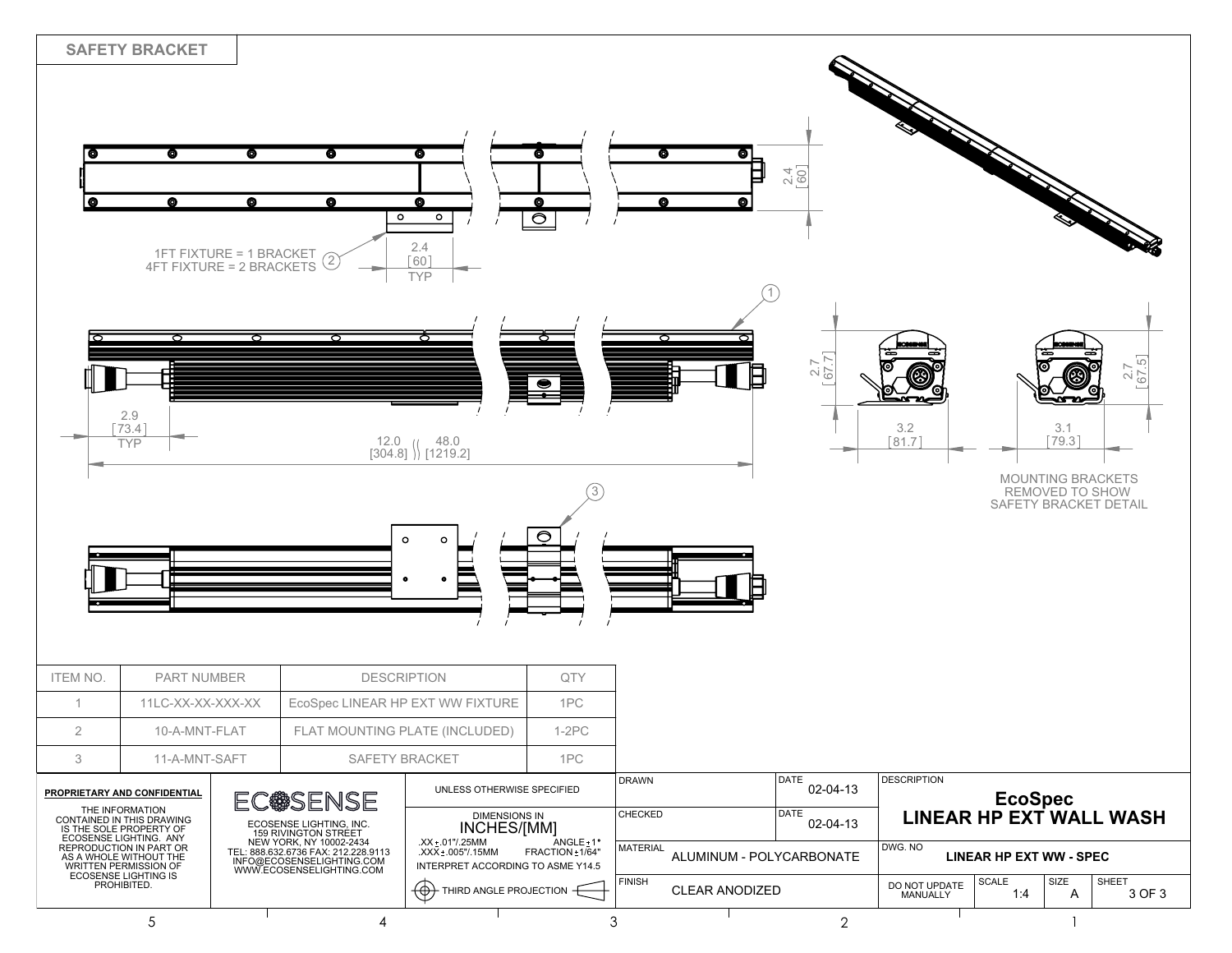## SAFETY BRACKET

1FT FIXTURE = 1 BRACKET
4FT FIXTURE = 2 BRACKETS (2)

2.4
[60]
TYP

2.4
[60]

(1)

2.9
[73.4]
TYP

12.0 [304.8] 48.0 [1219.2]

2.7
[67.7]

3.2
[81.7]

2.7
[67.5]

3.1
[79.3]

MOUNTING BRACKETS
REMOVED TO SHOW
SAFETY BRACKET DETAIL

(3)

| ITEM NO. | PART NUMBER | DESCRIPTION | QTY |
|---|---|---|---|
| 1 | 11LC-XX-XX-XXX-XX | EcoSpec LINEAR HP EXT WW FIXTURE | 1PC |
| 2 | 10-A-MNT-FLAT | FLAT MOUNTING PLATE (INCLUDED) | 1-2PC |
| 3 | 11-A-MNT-SAFT | SAFETY BRACKET | 1PC |

**PROPRIETARY AND CONFIDENTIAL**

THE INFORMATION CONTAINED IN THIS DRAWING IS THE SOLE PROPERTY OF ECOSENSE LIGHTING. ANY REPRODUCTION IN PART OR AS A WHOLE WITHOUT THE WRITTEN PERMISSION OF ECOSENSE LIGHTING IS PROHIBITED.

ECOSENSE

ECOSENSE LIGHTING, INC.
159 RIVINGTON STREET
NEW YORK, NY 10002-2434
TEL: 888.632.6736 FAX: 212.228.9113
INFO@ECOSENSELIGHTING.COM
WWW.ECOSENSELIGHTING.COM

UNLESS OTHERWISE SPECIFIED

DIMENSIONS IN
INCHES/[MM]

.XX ±.01"/.25MM ANGLE ±1°
.XXX ±.005"/.15MM FRACTION ±1/64"
INTERPRET ACCORDING TO ASME Y14.5

THIRD ANGLE PROJECTION

| | | | |
|---|---|---|---|
| DRAWN | | DATE | 02-04-13 |
| CHECKED | | DATE | 02-04-13 |
| MATERIAL | ALUMINUM - POLYCARBONATE | | |
| FINISH | CLEAR ANODIZED | | |

DESCRIPTION
**EcoSpec**
**LINEAR HP EXT WALL WASH**

DWG. NO
**LINEAR HP EXT WW - SPEC**

| DO NOT UPDATE MANUALLY | SCALE | SIZE | SHEET |
|---|---|---|---|
| | 1:4 | A | 3 OF 3 |

5 4 3 2 1